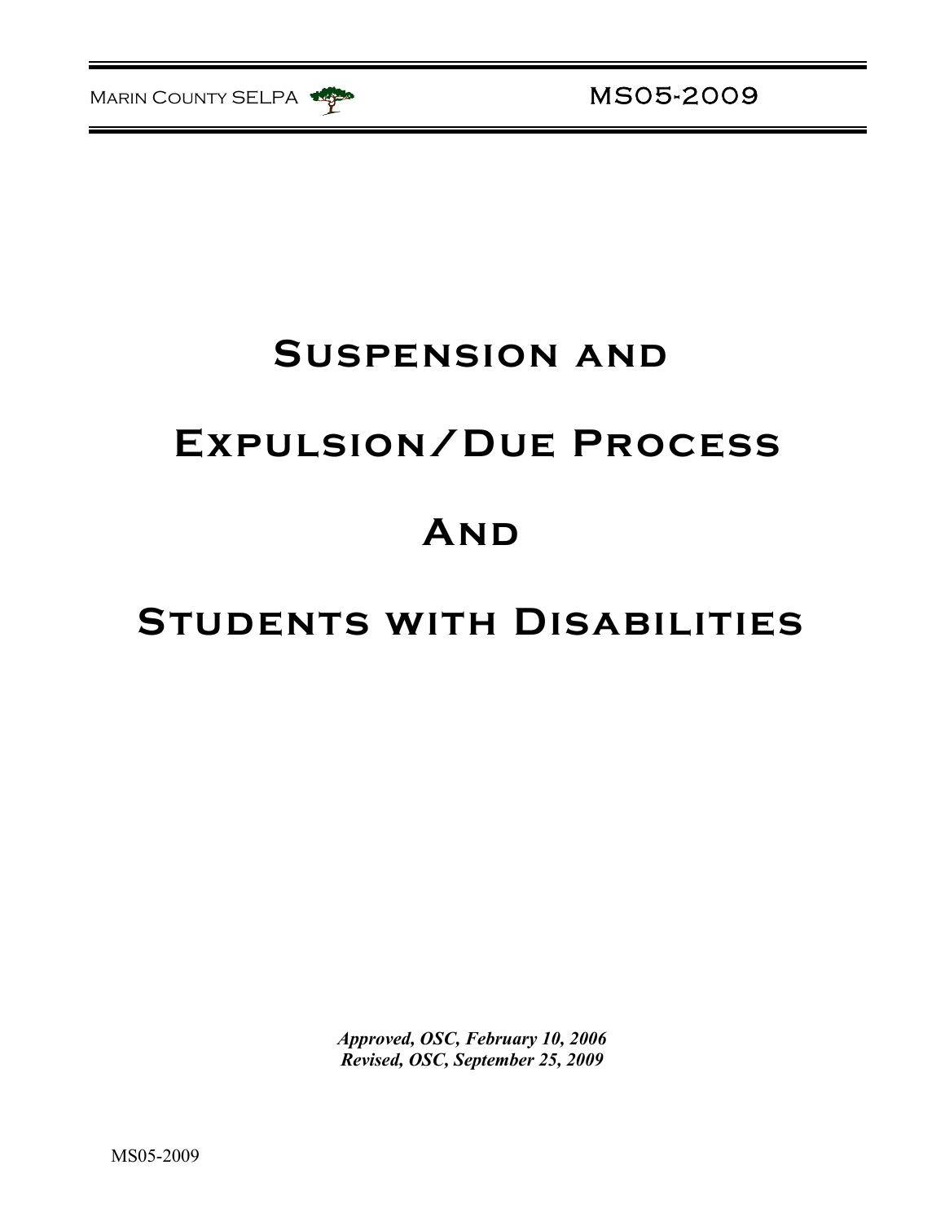# Suspension and Expulsion/Due Process And Students with Disabilities

***Approved, OSC, February 10, 2006***
***Revised, OSC, September 25, 2009***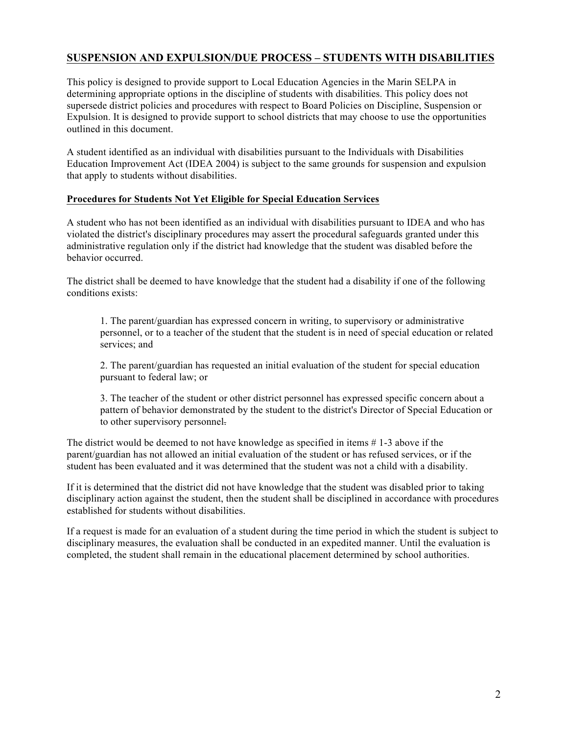## SUSPENSION AND EXPULSION/DUE PROCESS – STUDENTS WITH DISABILITIES

This policy is designed to provide support to Local Education Agencies in the Marin SELPA in determining appropriate options in the discipline of students with disabilities. This policy does not supersede district policies and procedures with respect to Board Policies on Discipline, Suspension or Expulsion. It is designed to provide support to school districts that may choose to use the opportunities outlined in this document.

A student identified as an individual with disabilities pursuant to the Individuals with Disabilities Education Improvement Act (IDEA 2004) is subject to the same grounds for suspension and expulsion that apply to students without disabilities.

### Procedures for Students Not Yet Eligible for Special Education Services

A student who has not been identified as an individual with disabilities pursuant to IDEA and who has violated the district's disciplinary procedures may assert the procedural safeguards granted under this administrative regulation only if the district had knowledge that the student was disabled before the behavior occurred.

The district shall be deemed to have knowledge that the student had a disability if one of the following conditions exists:

1. The parent/guardian has expressed concern in writing, to supervisory or administrative personnel, or to a teacher of the student that the student is in need of special education or related services; and

2. The parent/guardian has requested an initial evaluation of the student for special education pursuant to federal law; or

3. The teacher of the student or other district personnel has expressed specific concern about a pattern of behavior demonstrated by the student to the district's Director of Special Education or to other supervisory personnel.

The district would be deemed to not have knowledge as specified in items # 1-3 above if the parent/guardian has not allowed an initial evaluation of the student or has refused services, or if the student has been evaluated and it was determined that the student was not a child with a disability.

If it is determined that the district did not have knowledge that the student was disabled prior to taking disciplinary action against the student, then the student shall be disciplined in accordance with procedures established for students without disabilities.

If a request is made for an evaluation of a student during the time period in which the student is subject to disciplinary measures, the evaluation shall be conducted in an expedited manner. Until the evaluation is completed, the student shall remain in the educational placement determined by school authorities.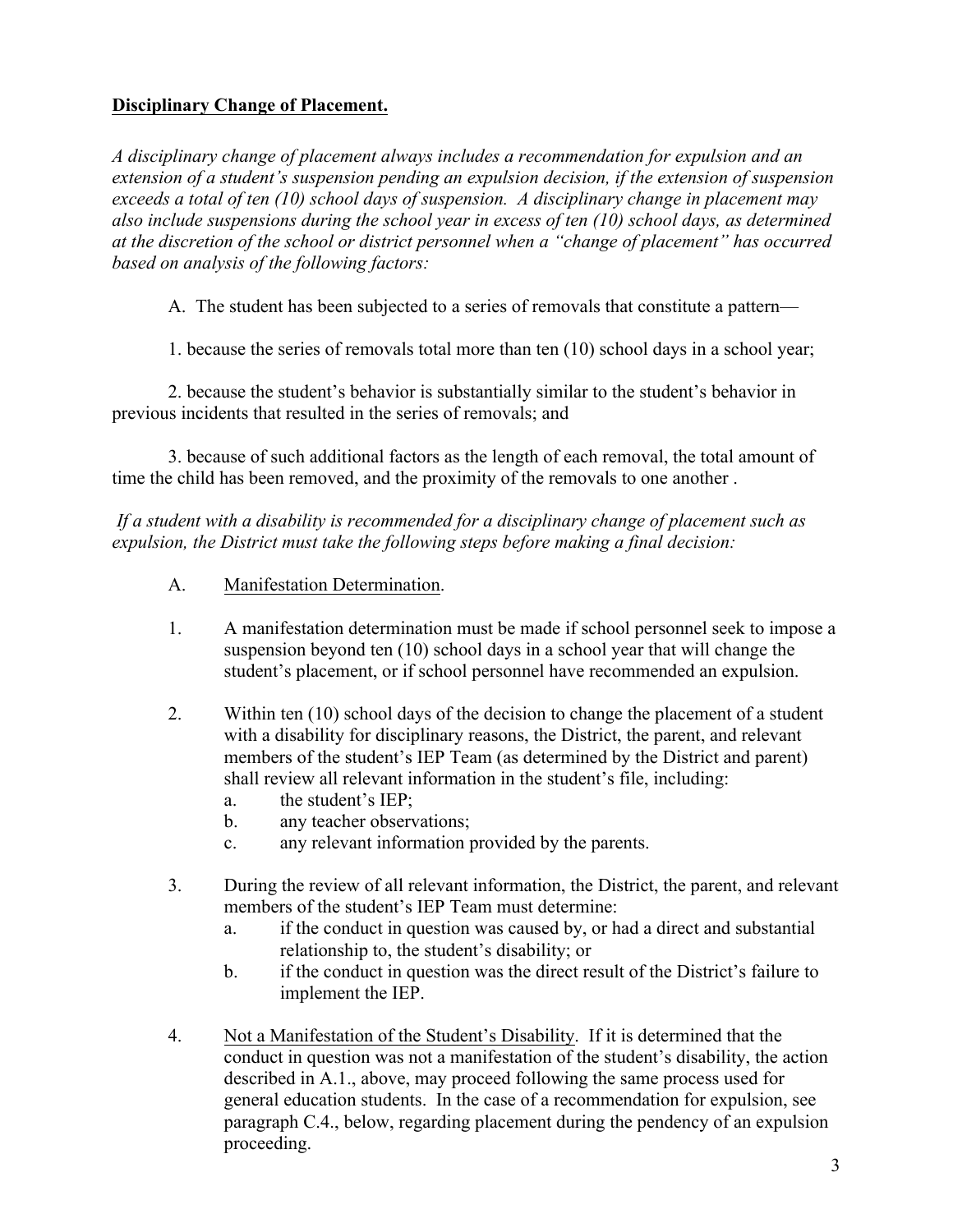**<u>Disciplinary Change of Placement.</u>**

*A disciplinary change of placement always includes a recommendation for expulsion and an extension of a student's suspension pending an expulsion decision, if the extension of suspension exceeds a total of ten (10) school days of suspension. A disciplinary change in placement may also include suspensions during the school year in excess of ten (10) school days, as determined at the discretion of the school or district personnel when a "change of placement" has occurred based on analysis of the following factors:*

A. The student has been subjected to a series of removals that constitute a pattern—

1. because the series of removals total more than ten (10) school days in a school year;

2. because the student's behavior is substantially similar to the student's behavior in previous incidents that resulted in the series of removals; and

3. because of such additional factors as the length of each removal, the total amount of time the child has been removed, and the proximity of the removals to one another .

*If a student with a disability is recommended for a disciplinary change of placement such as expulsion, the District must take the following steps before making a final decision:*

A. <u>Manifestation Determination</u>.

1. A manifestation determination must be made if school personnel seek to impose a suspension beyond ten (10) school days in a school year that will change the student's placement, or if school personnel have recommended an expulsion.

2. Within ten (10) school days of the decision to change the placement of a student with a disability for disciplinary reasons, the District, the parent, and relevant members of the student's IEP Team (as determined by the District and parent) shall review all relevant information in the student's file, including:
   a. the student's IEP;
   b. any teacher observations;
   c. any relevant information provided by the parents.

3. During the review of all relevant information, the District, the parent, and relevant members of the student's IEP Team must determine:
   a. if the conduct in question was caused by, or had a direct and substantial relationship to, the student's disability; or
   b. if the conduct in question was the direct result of the District's failure to implement the IEP.

4. <u>Not a Manifestation of the Student's Disability</u>. If it is determined that the conduct in question was not a manifestation of the student's disability, the action described in A.1., above, may proceed following the same process used for general education students. In the case of a recommendation for expulsion, see paragraph C.4., below, regarding placement during the pendency of an expulsion proceeding.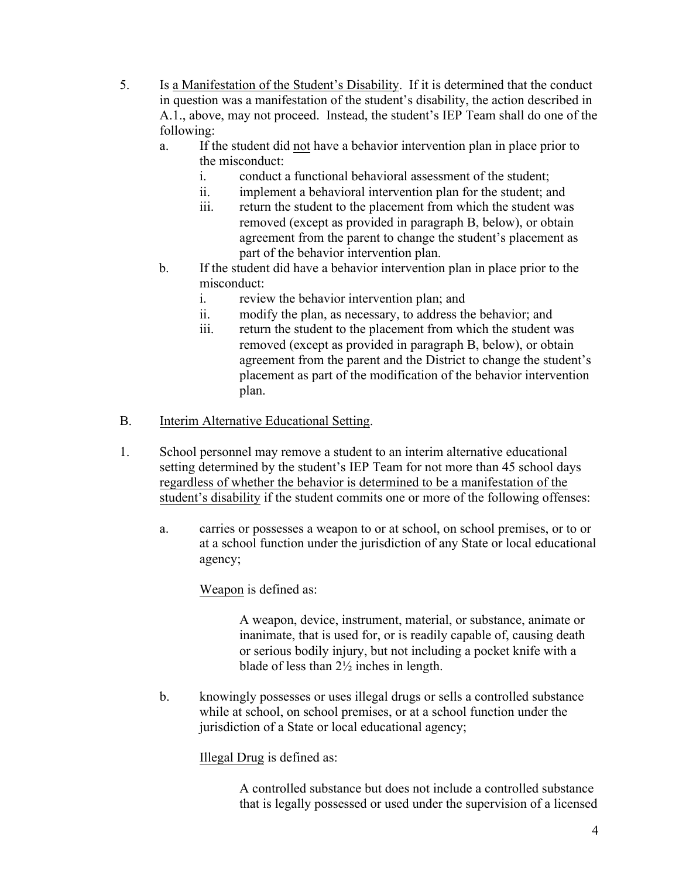5. Is <u>a Manifestation of the Student's Disability</u>. If it is determined that the conduct in question was a manifestation of the student's disability, the action described in A.1., above, may not proceed. Instead, the student's IEP Team shall do one of the following:
   a. If the student did <u>not</u> have a behavior intervention plan in place prior to the misconduct:
      i. conduct a functional behavioral assessment of the student;
      ii. implement a behavioral intervention plan for the student; and
      iii. return the student to the placement from which the student was removed (except as provided in paragraph B, below), or obtain agreement from the parent to change the student's placement as part of the behavior intervention plan.
   b. If the student did have a behavior intervention plan in place prior to the misconduct:
      i. review the behavior intervention plan; and
      ii. modify the plan, as necessary, to address the behavior; and
      iii. return the student to the placement from which the student was removed (except as provided in paragraph B, below), or obtain agreement from the parent and the District to change the student's placement as part of the modification of the behavior intervention plan.

B. <u>Interim Alternative Educational Setting</u>.

1. School personnel may remove a student to an interim alternative educational setting determined by the student's IEP Team for not more than 45 school days <u>regardless of whether the behavior is determined to be a manifestation of the student's disability</u> if the student commits one or more of the following offenses:

   a. carries or possesses a weapon to or at school, on school premises, or to or at a school function under the jurisdiction of any State or local educational agency;

      <u>Weapon</u> is defined as:

      > A weapon, device, instrument, material, or substance, animate or inanimate, that is used for, or is readily capable of, causing death or serious bodily injury, but not including a pocket knife with a blade of less than 2½ inches in length.

   b. knowingly possesses or uses illegal drugs or sells a controlled substance while at school, on school premises, or at a school function under the jurisdiction of a State or local educational agency;

      <u>Illegal Drug</u> is defined as:

      > A controlled substance but does not include a controlled substance that is legally possessed or used under the supervision of a licensed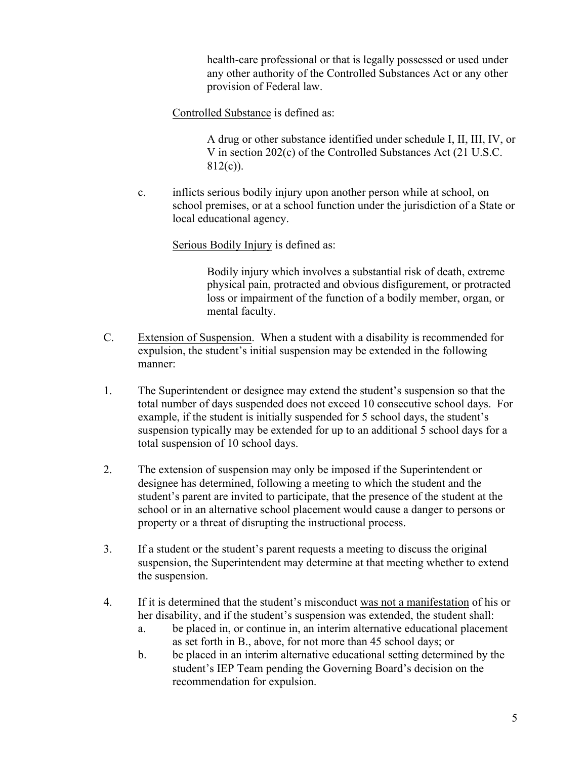health-care professional or that is legally possessed or used under any other authority of the Controlled Substances Act or any other provision of Federal law.

Controlled Substance is defined as:

A drug or other substance identified under schedule I, II, III, IV, or V in section 202(c) of the Controlled Substances Act (21 U.S.C. 812(c)).

c. inflicts serious bodily injury upon another person while at school, on school premises, or at a school function under the jurisdiction of a State or local educational agency.

Serious Bodily Injury is defined as:

Bodily injury which involves a substantial risk of death, extreme physical pain, protracted and obvious disfigurement, or protracted loss or impairment of the function of a bodily member, organ, or mental faculty.

C. Extension of Suspension. When a student with a disability is recommended for expulsion, the student's initial suspension may be extended in the following manner:

1. The Superintendent or designee may extend the student's suspension so that the total number of days suspended does not exceed 10 consecutive school days. For example, if the student is initially suspended for 5 school days, the student's suspension typically may be extended for up to an additional 5 school days for a total suspension of 10 school days.

2. The extension of suspension may only be imposed if the Superintendent or designee has determined, following a meeting to which the student and the student's parent are invited to participate, that the presence of the student at the school or in an alternative school placement would cause a danger to persons or property or a threat of disrupting the instructional process.

3. If a student or the student's parent requests a meeting to discuss the original suspension, the Superintendent may determine at that meeting whether to extend the suspension.

4. If it is determined that the student's misconduct was not a manifestation of his or her disability, and if the student's suspension was extended, the student shall:
   a. be placed in, or continue in, an interim alternative educational placement as set forth in B., above, for not more than 45 school days; or
   b. be placed in an interim alternative educational setting determined by the student's IEP Team pending the Governing Board's decision on the recommendation for expulsion.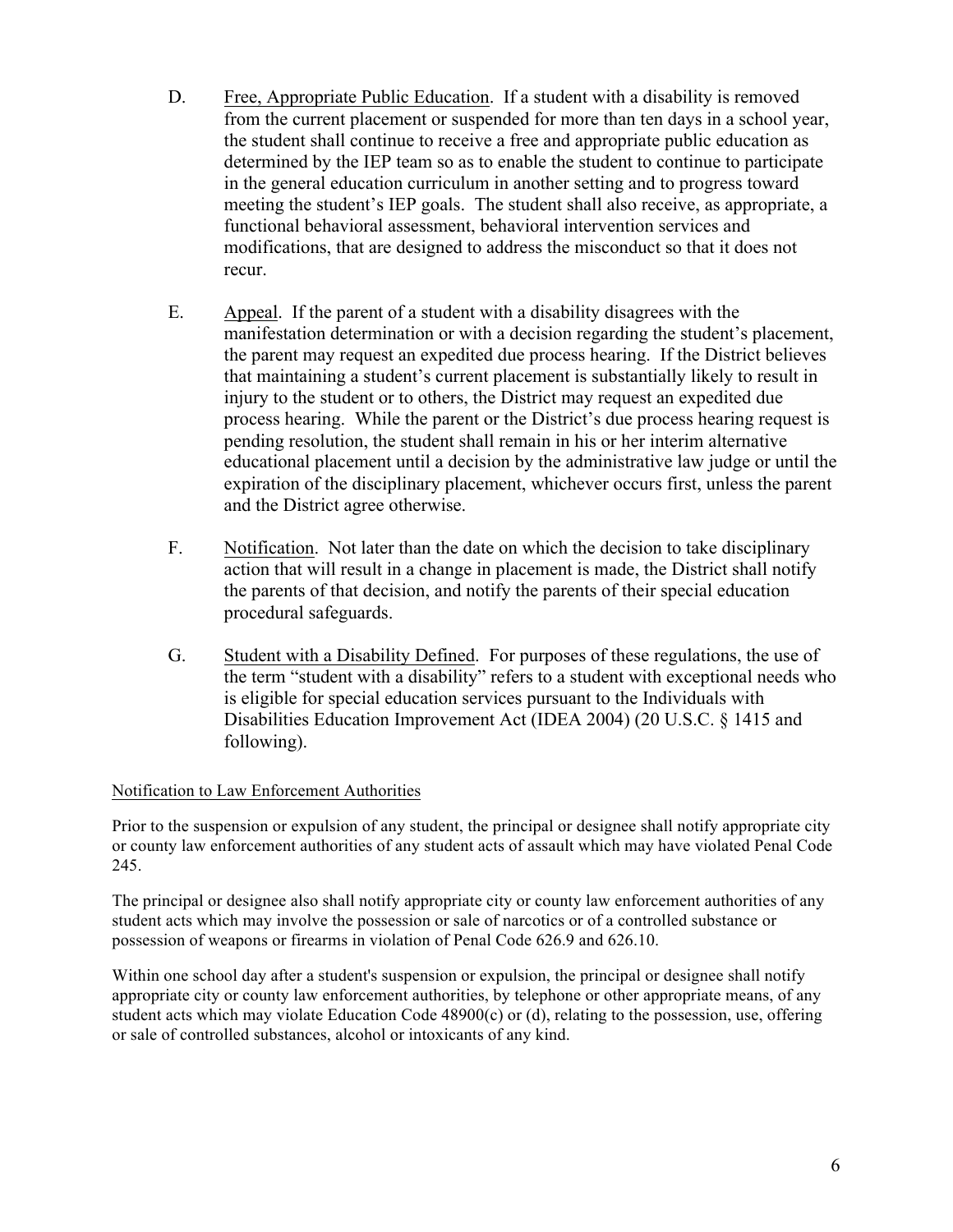D. Free, Appropriate Public Education. If a student with a disability is removed from the current placement or suspended for more than ten days in a school year, the student shall continue to receive a free and appropriate public education as determined by the IEP team so as to enable the student to continue to participate in the general education curriculum in another setting and to progress toward meeting the student's IEP goals. The student shall also receive, as appropriate, a functional behavioral assessment, behavioral intervention services and modifications, that are designed to address the misconduct so that it does not recur.

E. Appeal. If the parent of a student with a disability disagrees with the manifestation determination or with a decision regarding the student's placement, the parent may request an expedited due process hearing. If the District believes that maintaining a student's current placement is substantially likely to result in injury to the student or to others, the District may request an expedited due process hearing. While the parent or the District's due process hearing request is pending resolution, the student shall remain in his or her interim alternative educational placement until a decision by the administrative law judge or until the expiration of the disciplinary placement, whichever occurs first, unless the parent and the District agree otherwise.

F. Notification. Not later than the date on which the decision to take disciplinary action that will result in a change in placement is made, the District shall notify the parents of that decision, and notify the parents of their special education procedural safeguards.

G. Student with a Disability Defined. For purposes of these regulations, the use of the term "student with a disability" refers to a student with exceptional needs who is eligible for special education services pursuant to the Individuals with Disabilities Education Improvement Act (IDEA 2004) (20 U.S.C. § 1415 and following).

Notification to Law Enforcement Authorities

Prior to the suspension or expulsion of any student, the principal or designee shall notify appropriate city or county law enforcement authorities of any student acts of assault which may have violated Penal Code 245.

The principal or designee also shall notify appropriate city or county law enforcement authorities of any student acts which may involve the possession or sale of narcotics or of a controlled substance or possession of weapons or firearms in violation of Penal Code 626.9 and 626.10.

Within one school day after a student's suspension or expulsion, the principal or designee shall notify appropriate city or county law enforcement authorities, by telephone or other appropriate means, of any student acts which may violate Education Code 48900(c) or (d), relating to the possession, use, offering or sale of controlled substances, alcohol or intoxicants of any kind.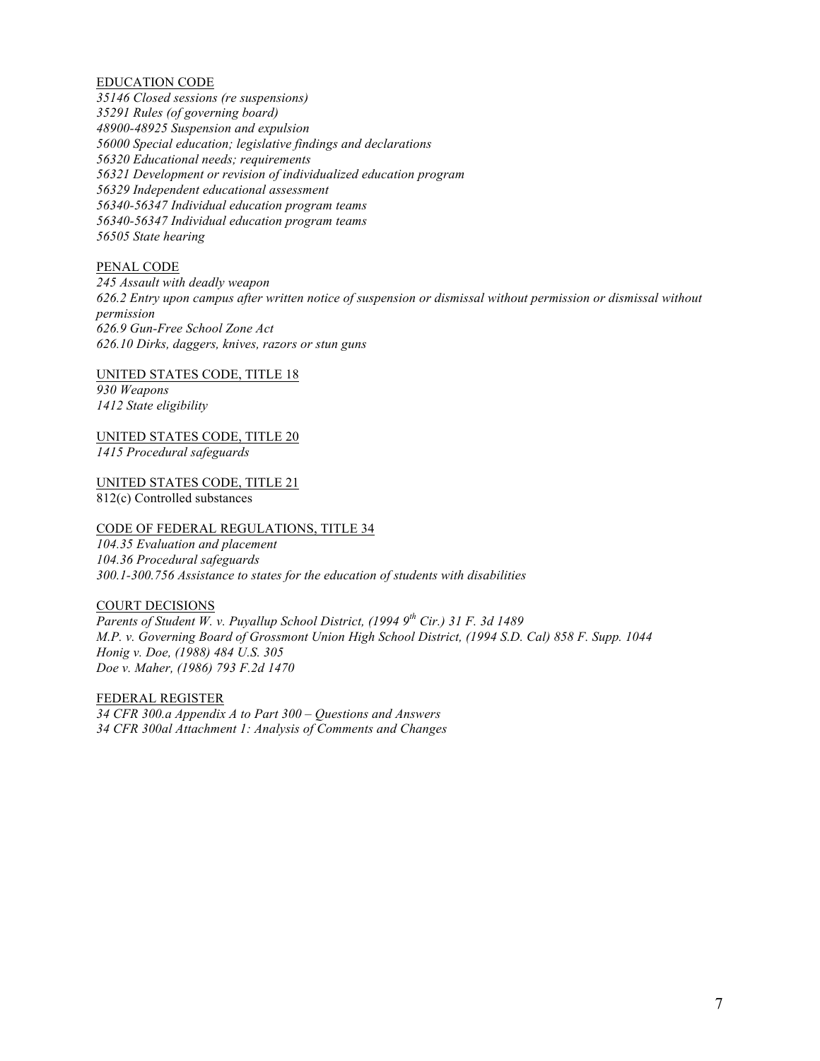EDUCATION CODE

*35146 Closed sessions (re suspensions)*
*35291 Rules (of governing board)*
*48900-48925 Suspension and expulsion*
*56000 Special education; legislative findings and declarations*
*56320 Educational needs; requirements*
*56321 Development or revision of individualized education program*
*56329 Independent educational assessment*
*56340-56347 Individual education program teams*
*56340-56347 Individual education program teams*
*56505 State hearing*

PENAL CODE

*245 Assault with deadly weapon*
*626.2 Entry upon campus after written notice of suspension or dismissal without permission or dismissal without permission*
*626.9 Gun-Free School Zone Act*
*626.10 Dirks, daggers, knives, razors or stun guns*

UNITED STATES CODE, TITLE 18

*930 Weapons*
*1412 State eligibility*

UNITED STATES CODE, TITLE 20

*1415 Procedural safeguards*

UNITED STATES CODE, TITLE 21

812(c) Controlled substances

CODE OF FEDERAL REGULATIONS, TITLE 34

*104.35 Evaluation and placement*
*104.36 Procedural safeguards*
*300.1-300.756 Assistance to states for the education of students with disabilities*

COURT DECISIONS

*Parents of Student W. v. Puyallup School District, (1994 9th Cir.) 31 F. 3d 1489*
*M.P. v. Governing Board of Grossmont Union High School District, (1994 S.D. Cal) 858 F. Supp. 1044*
*Honig v. Doe, (1988) 484 U.S. 305*
*Doe v. Maher, (1986) 793 F.2d 1470*

FEDERAL REGISTER

*34 CFR 300.a Appendix A to Part 300 – Questions and Answers*
*34 CFR 300al Attachment 1: Analysis of Comments and Changes*